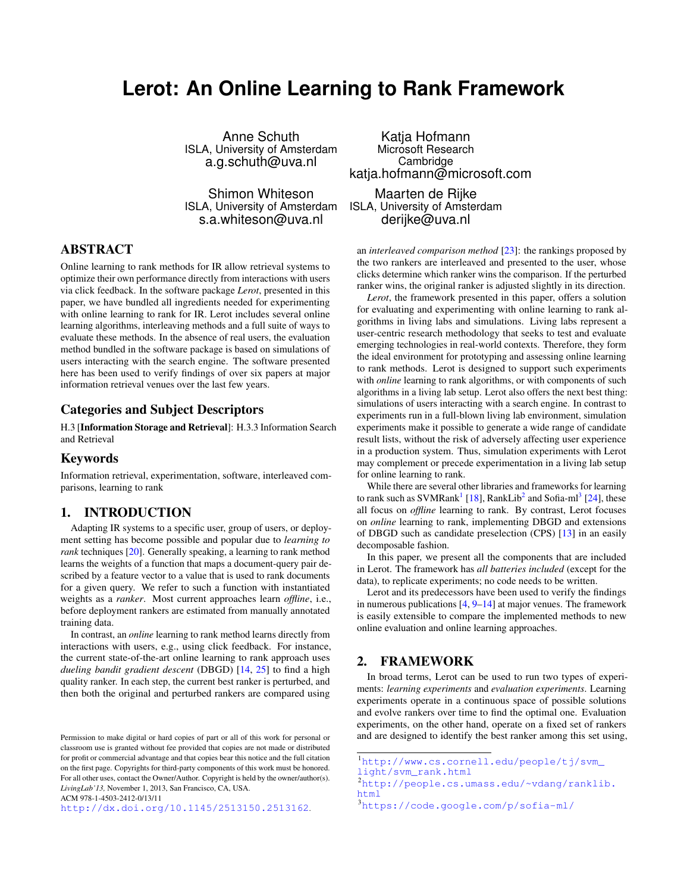# Lerot: An Online Learning to Rank Framework

Anne Schuth
ISLA, University of Amsterdam
a.g.schuth@uva.nl

Katja Hofmann
Microsoft Research
Cambridge
katja.hofmann@microsoft.com

Shimon Whiteson
ISLA, University of Amsterdam
s.a.whiteson@uva.nl

Maarten de Rijke
ISLA, University of Amsterdam
derijke@uva.nl

## ABSTRACT

Online learning to rank methods for IR allow retrieval systems to optimize their own performance directly from interactions with users via click feedback. In the software package *Lerot*, presented in this paper, we have bundled all ingredients needed for experimenting with online learning to rank for IR. Lerot includes several online learning algorithms, interleaving methods and a full suite of ways to evaluate these methods. In the absence of real users, the evaluation method bundled in the software package is based on simulations of users interacting with the search engine. The software presented here has been used to verify findings of over six papers at major information retrieval venues over the last few years.

## Categories and Subject Descriptors

H.3 [**Information Storage and Retrieval**]: H.3.3 Information Search and Retrieval

## Keywords

Information retrieval, experimentation, software, interleaved comparisons, learning to rank

## 1. INTRODUCTION

Adapting IR systems to a specific user, group of users, or deployment setting has become possible and popular due to *learning to rank* techniques [20]. Generally speaking, a learning to rank method learns the weights of a function that maps a document-query pair described by a feature vector to a value that is used to rank documents for a given query. We refer to such a function with instantiated weights as a *ranker*. Most current approaches learn *offline*, i.e., before deployment rankers are estimated from manually annotated training data.

In contrast, an *online* learning to rank method learns directly from interactions with users, e.g., using click feedback. For instance, the current state-of-the-art online learning to rank approach uses *dueling bandit gradient descent* (DBGD) [14, 25] to find a high quality ranker. In each step, the current best ranker is perturbed, and then both the original and perturbed rankers are compared using an *interleaved comparison method* [23]: the rankings proposed by the two rankers are interleaved and presented to the user, whose clicks determine which ranker wins the comparison. If the perturbed ranker wins, the original ranker is adjusted slightly in its direction.

*Lerot*, the framework presented in this paper, offers a solution for evaluating and experimenting with online learning to rank algorithms in living labs and simulations. Living labs represent a user-centric research methodology that seeks to test and evaluate emerging technologies in real-world contexts. Therefore, they form the ideal environment for prototyping and assessing online learning to rank methods. Lerot is designed to support such experiments with *online* learning to rank algorithms, or with components of such algorithms in a living lab setup. Lerot also offers the next best thing: simulations of users interacting with a search engine. In contrast to experiments run in a full-blown living lab environment, simulation experiments make it possible to generate a wide range of candidate result lists, without the risk of adversely affecting user experience in a production system. Thus, simulation experiments with Lerot may complement or precede experimentation in a living lab setup for online learning to rank.

While there are several other libraries and frameworks for learning to rank such as SVMRank[1] [18], RankLib[2] and Sofia-ml[3] [24], these all focus on *offline* learning to rank. By contrast, Lerot focuses on *online* learning to rank, implementing DBGD and extensions of DBGD such as candidate preselection (CPS) [13] in an easily decomposable fashion.

In this paper, we present all the components that are included in Lerot. The framework has *all batteries included* (except for the data), to replicate experiments; no code needs to be written.

Lerot and its predecessors have been used to verify the findings in numerous publications [4, 9–14] at major venues. The framework is easily extensible to compare the implemented methods to new online evaluation and online learning approaches.

## 2. FRAMEWORK

In broad terms, Lerot can be used to run two types of experiments: *learning experiments* and *evaluation experiments*. Learning experiments operate in a continuous space of possible solutions and evolve rankers over time to find the optimal one. Evaluation experiments, on the other hand, operate on a fixed set of rankers and are designed to identify the best ranker among this set using,

Permission to make digital or hard copies of part or all of this work for personal or classroom use is granted without fee provided that copies are not made or distributed for profit or commercial advantage and that copies bear this notice and the full citation on the first page. Copyrights for third-party components of this work must be honored. For all other uses, contact the Owner/Author. Copyright is held by the owner/author(s). *LivingLab'13,* November 1, 2013, San Francisco, CA, USA.
ACM 978-1-4503-2412-0/13/11
http://dx.doi.org/10.1145/2513150.2513162.

[1] http://www.cs.cornell.edu/people/tj/svm_light/svm_rank.html
[2] http://people.cs.umass.edu/~vdang/ranklib.html
[3] https://code.google.com/p/sofia-ml/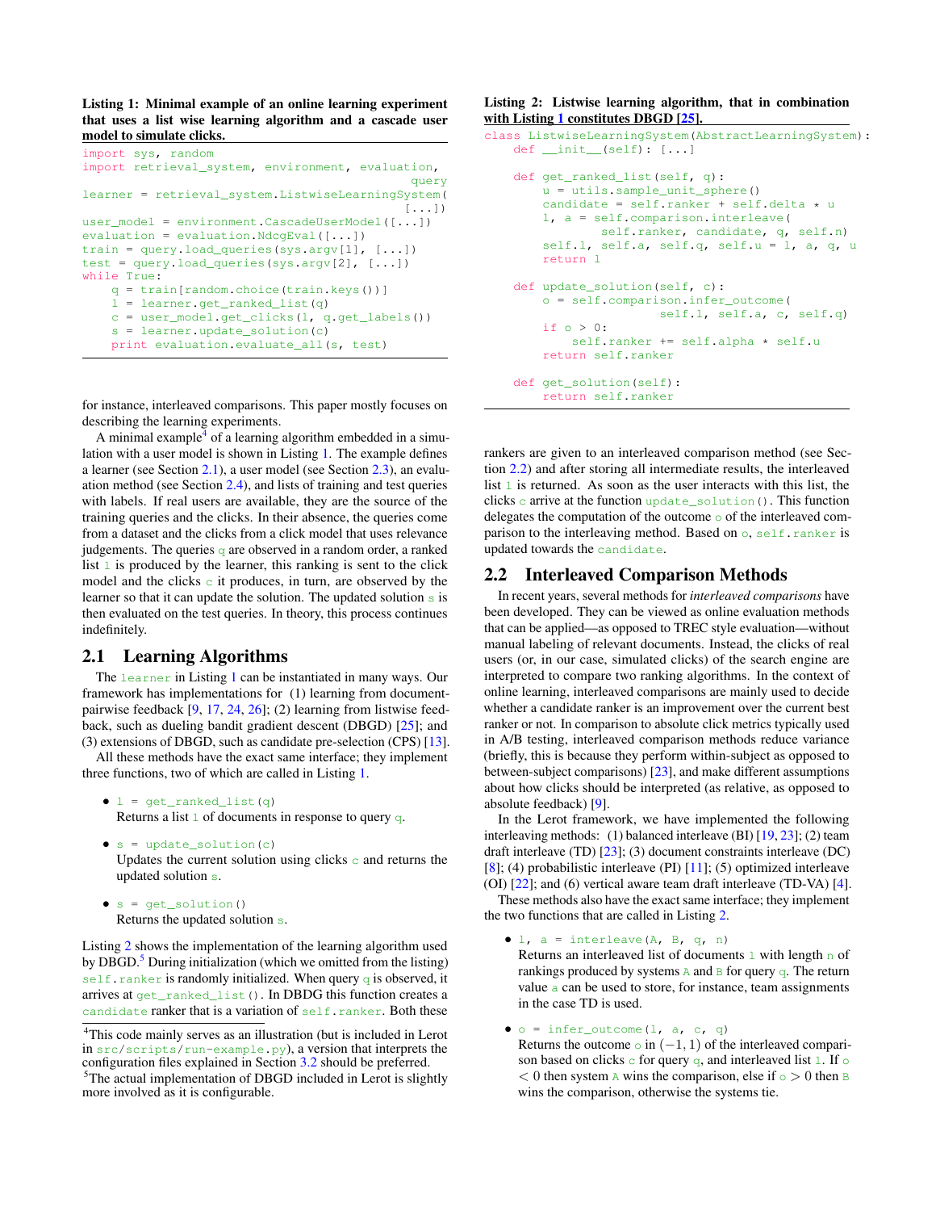**Listing 1: Minimal example of an online learning experiment that uses a list wise learning algorithm and a cascade user model to simulate clicks.**

```
import sys, random
import retrieval_system, environment, evaluation,
                                                query
learner = retrieval_system.ListwiseLearningSystem(
                                                [...])
user_model = environment.CascadeUserModel([...])
evaluation = evaluation.NdcgEval([...])
train = query.load_queries(sys.argv[1], [...])
test = query.load_queries(sys.argv[2], [...])
while True:
    q = train[random.choice(train.keys())]
    l = learner.get_ranked_list(q)
    c = user_model.get_clicks(l, q.get_labels())
    s = learner.update_solution(c)
    print evaluation.evaluate_all(s, test)
```

for instance, interleaved comparisons. This paper mostly focuses on describing the learning experiments.

A minimal example[4] of a learning algorithm embedded in a simulation with a user model is shown in Listing 1. The example defines a learner (see Section 2.1), a user model (see Section 2.3), an evaluation method (see Section 2.4), and lists of training and test queries with labels. If real users are available, they are the source of the training queries and the clicks. In their absence, the queries come from a dataset and the clicks from a click model that uses relevance judgements. The queries `q` are observed in a random order, a ranked list `l` is produced by the learner, this ranking is sent to the click model and the clicks `c` it produces, in turn, are observed by the learner so that it can update the solution. The updated solution `s` is then evaluated on the test queries. In theory, this process continues indefinitely.

## 2.1 Learning Algorithms

The `learner` in Listing 1 can be instantiated in many ways. Our framework has implementations for (1) learning from document-pairwise feedback [9, 17, 24, 26]; (2) learning from listwise feedback, such as dueling bandit gradient descent (DBGD) [25]; and (3) extensions of DBGD, such as candidate pre-selection (CPS) [13].

All these methods have the exact same interface; they implement three functions, two of which are called in Listing 1.

- `l = get_ranked_list(q)`
  Returns a list `l` of documents in response to query `q`.
- `s = update_solution(c)`
  Updates the current solution using clicks `c` and returns the updated solution `s`.
- `s = get_solution()`
  Returns the updated solution `s`.

Listing 2 shows the implementation of the learning algorithm used by DBGD.[5] During initialization (which we omitted from the listing) `self.ranker` is randomly initialized. When query `q` is observed, it arrives at `get_ranked_list()`. In DBGD this function creates a `candidate` ranker that is a variation of `self.ranker`. Both these rankers are given to an interleaved comparison method (see Section 2.2) and after storing all intermediate results, the interleaved list `l` is returned. As soon as the user interacts with this list, the clicks `c` arrive at the function `update_solution()`. This function delegates the computation of the outcome `o` of the interleaved comparison to the interleaving method. Based on `o`, `self.ranker` is updated towards the `candidate`.

**Listing 2: Listwise learning algorithm, that in combination with Listing 1 constitutes DBGD [25].**

```
class ListwiseLearningSystem(AbstractLearningSystem):
    def __init__(self): [...]

    def get_ranked_list(self, q):
        u = utils.sample_unit_sphere()
        candidate = self.ranker + self.delta * u
        l, a = self.comparison.interleave(
                self.ranker, candidate, q, self.n)
        self.l, self.a, self.q, self.u = l, a, q, u
        return l

    def update_solution(self, c):
        o = self.comparison.infer_outcome(
                    self.l, self.a, c, self.q)
        if o > 0:
            self.ranker += self.alpha * self.u
        return self.ranker

    def get_solution(self):
        return self.ranker
```

## 2.2 Interleaved Comparison Methods

In recent years, several methods for *interleaved comparisons* have been developed. They can be viewed as online evaluation methods that can be applied—as opposed to TREC style evaluation—without manual labeling of relevant documents. Instead, the clicks of real users (or, in our case, simulated clicks) of the search engine are interpreted to compare two ranking algorithms. In the context of online learning, interleaved comparisons are mainly used to decide whether a candidate ranker is an improvement over the current best ranker or not. In comparison to absolute click metrics typically used in A/B testing, interleaved comparison methods reduce variance (briefly, this is because they perform within-subject as opposed to between-subject comparisons) [23], and make different assumptions about how clicks should be interpreted (as relative, as opposed to absolute feedback) [9].

In the Lerot framework, we have implemented the following interleaving methods: (1) balanced interleave (BI) [19, 23]; (2) team draft interleave (TD) [23]; (3) document constraints interleave (DC) [8]; (4) probabilistic interleave (PI) [11]; (5) optimized interleave (OI) [22]; and (6) vertical aware team draft interleave (TD-VA) [4].

These methods also have the exact same interface; they implement the two functions that are called in Listing 2.

- `l, a = interleave(A, B, q, n)`
  Returns an interleaved list of documents `l` with length `n` of rankings produced by systems `A` and `B` for query `q`. The return value `a` can be used to store, for instance, team assignments in the case TD is used.
- `o = infer_outcome(l, a, c, q)`
  Returns the outcome `o` in $(-1, 1)$ of the interleaved comparison based on clicks `c` for query `q`, and interleaved list `l`. If `o` $< 0$ then system `A` wins the comparison, else if `o` $> 0$ then `B` wins the comparison, otherwise the systems tie.

[4] This code mainly serves as an illustration (but is included in Lerot in `src/scripts/run-example.py`), a version that interprets the configuration files explained in Section 3.2 should be preferred.

[5] The actual implementation of DBGD included in Lerot is slightly more involved as it is configurable.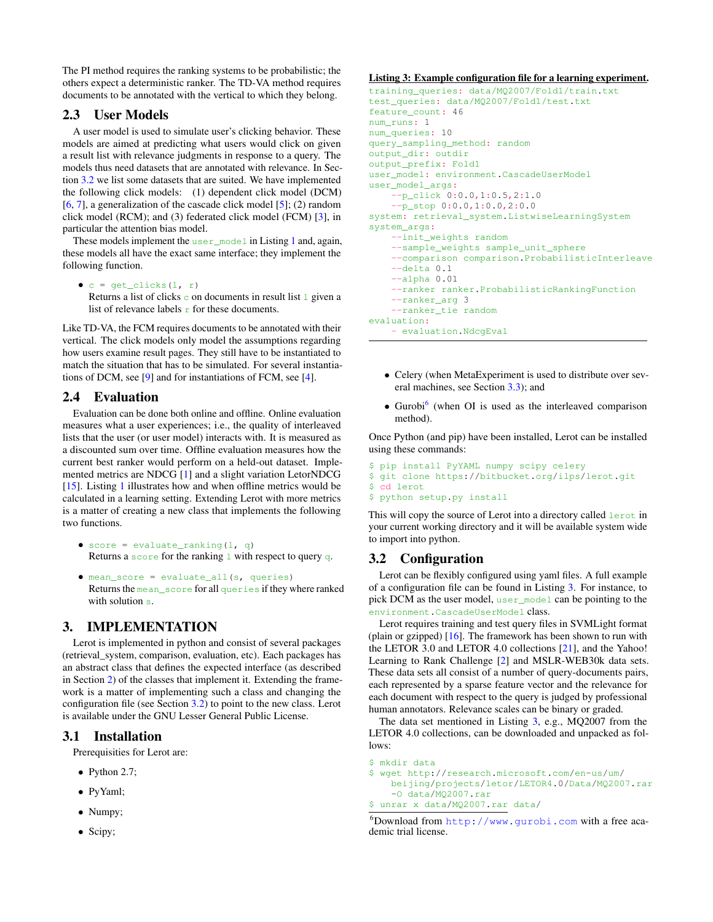The PI method requires the ranking systems to be probabilistic; the others expect a deterministic ranker. The TD-VA method requires documents to be annotated with the vertical to which they belong.

## 2.3 User Models

A user model is used to simulate user's clicking behavior. These models are aimed at predicting what users would click on given a result list with relevance judgments in response to a query. The models thus need datasets that are annotated with relevance. In Section 3.2 we list some datasets that are suited. We have implemented the following click models: (1) dependent click model (DCM) [6, 7], a generalization of the cascade click model [5]; (2) random click model (RCM); and (3) federated click model (FCM) [3], in particular the attention bias model.

These models implement the `user_model` in Listing 1 and, again, these models all have the exact same interface; they implement the following function.

- `c = get_clicks(l, r)`
  Returns a list of clicks `c` on documents in result list `l` given a list of relevance labels `r` for these documents.

Like TD-VA, the FCM requires documents to be annotated with their vertical. The click models only model the assumptions regarding how users examine result pages. They still have to be instantiated to match the situation that has to be simulated. For several instantiations of DCM, see [9] and for instantiations of FCM, see [4].

## 2.4 Evaluation

Evaluation can be done both online and offline. Online evaluation measures what a user experiences; i.e., the quality of interleaved lists that the user (or user model) interacts with. It is measured as a discounted sum over time. Offline evaluation measures how the current best ranker would perform on a held-out dataset. Implemented metrics are NDCG [1] and a slight variation LetorNDCG [15]. Listing 1 illustrates how and when offline metrics would be calculated in a learning setting. Extending Lerot with more metrics is a matter of creating a new class that implements the following two functions.

- `score = evaluate_ranking(l, q)`
  Returns a `score` for the ranking `l` with respect to query `q`.
- `mean_score = evaluate_all(s, queries)`
  Returns the `mean_score` for all `queries` if they where ranked with solution `s`.

# 3. IMPLEMENTATION

Lerot is implemented in python and consist of several packages (retrieval_system, comparison, evaluation, etc). Each packages has an abstract class that defines the expected interface (as described in Section 2) of the classes that implement it. Extending the framework is a matter of implementing such a class and changing the configuration file (see Section 3.2) to point to the new class. Lerot is available under the GNU Lesser General Public License.

## 3.1 Installation

Prerequisities for Lerot are:

- Python 2.7;
- PyYaml;
- Numpy;
- Scipy;
- Celery (when MetaExperiment is used to distribute over several machines, see Section 3.3); and
- Gurobi[6] (when OI is used as the interleaved comparison method).

**Listing 3: Example configuration file for a learning experiment.**

```
training_queries: data/MQ2007/Fold1/train.txt
test_queries: data/MQ2007/Fold1/test.txt
feature_count: 46
num_runs: 1
num_queries: 10
query_sampling_method: random
output_dir: outdir
output_prefix: Fold1
user_model: environment.CascadeUserModel
user_model_args:
    --p_click 0:0.0,1:0.5,2:1.0
    --p_stop 0:0.0,1:0.0,2:0.0
system: retrieval_system.ListwiseLearningSystem
system_args:
    --init_weights random
    --sample_weights sample_unit_sphere
    --comparison comparison.ProbabilisticInterleave
    --delta 0.1
    --alpha 0.01
    --ranker ranker.ProbabilisticRankingFunction
    --ranker_arg 3
    --ranker_tie random
evaluation:
    - evaluation.NdcgEval
```

Once Python (and pip) have been installed, Lerot can be installed using these commands:

```
$ pip install PyYAML numpy scipy celery
$ git clone https://bitbucket.org/ilps/lerot.git
$ cd lerot
$ python setup.py install
```

This will copy the source of Lerot into a directory called `lerot` in your current working directory and it will be available system wide to import into python.

## 3.2 Configuration

Lerot can be flexibly configured using yaml files. A full example of a configuration file can be found in Listing 3. For instance, to pick DCM as the user model, `user_model` can be pointing to the `environment.CascadeUserModel` class.

Lerot requires training and test query files in SVMLight format (plain or gzipped) [16]. The framework has been shown to run with the LETOR 3.0 and LETOR 4.0 collections [21], and the Yahoo! Learning to Rank Challenge [2] and MSLR-WEB30k data sets. These data sets all consist of a number of query-documents pairs, each represented by a sparse feature vector and the relevance for each document with respect to the query is judged by professional human annotators. Relevance scales can be binary or graded.

The data set mentioned in Listing 3, e.g., MQ2007 from the LETOR 4.0 collections, can be downloaded and unpacked as follows:

```
$ mkdir data
$ wget http://research.microsoft.com/en-us/um/
    beijing/projects/letor/LETOR4.0/Data/MQ2007.rar
    -O data/MQ2007.rar
$ unrar x data/MQ2007.rar data/
```

[6]Download from http://www.gurobi.com with a free academic trial license.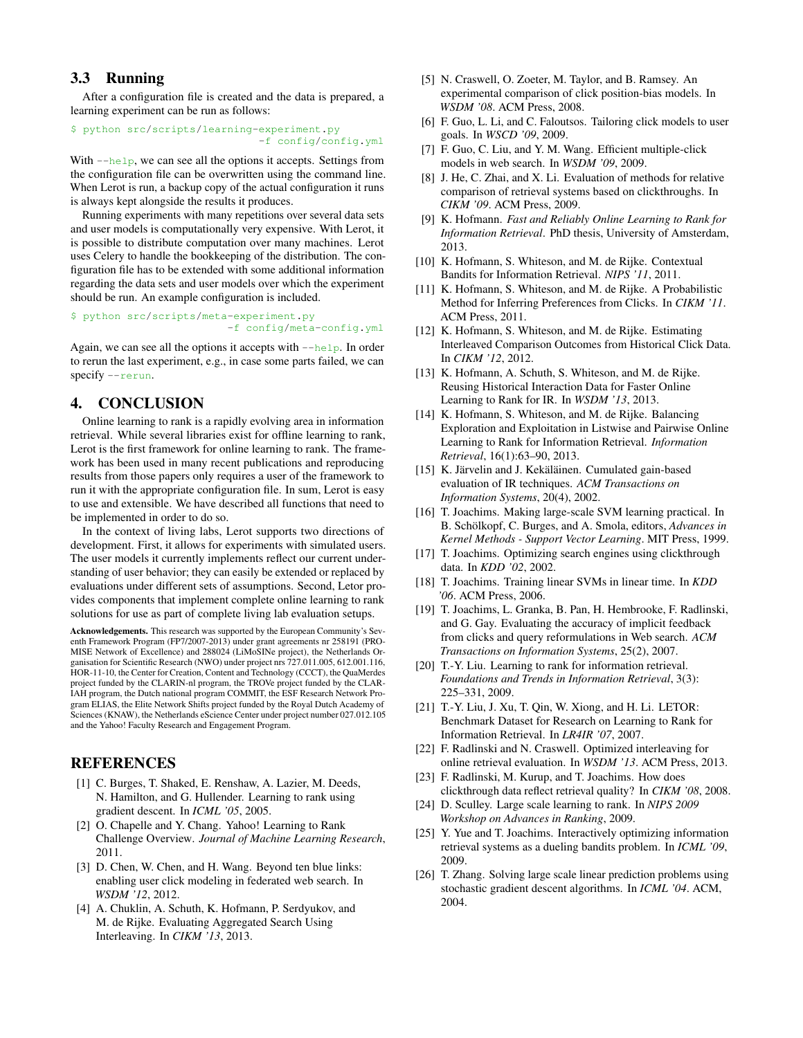### 3.3 Running

After a configuration file is created and the data is prepared, a learning experiment can be run as follows:

```
$ python src/scripts/learning-experiment.py
                              -f config/config.yml
```

With `--help`, we can see all the options it accepts. Settings from the configuration file can be overwritten using the command line. When Lerot is run, a backup copy of the actual configuration it runs is always kept alongside the results it produces.

Running experiments with many repetitions over several data sets and user models is computationally very expensive. With Lerot, it is possible to distribute computation over many machines. Lerot uses Celery to handle the bookkeeping of the distribution. The configuration file has to be extended with some additional information regarding the data sets and user models over which the experiment should be run. An example configuration is included.

```
$ python src/scripts/meta-experiment.py
                          -f config/meta-config.yml
```

Again, we can see all the options it accepts with `--help`. In order to rerun the last experiment, e.g., in case some parts failed, we can specify `--rerun`.

## 4. CONCLUSION

Online learning to rank is a rapidly evolving area in information retrieval. While several libraries exist for offline learning to rank, Lerot is the first framework for online learning to rank. The framework has been used in many recent publications and reproducing results from those papers only requires a user of the framework to run it with the appropriate configuration file. In sum, Lerot is easy to use and extensible. We have described all functions that need to be implemented in order to do so.

In the context of living labs, Lerot supports two directions of development. First, it allows for experiments with simulated users. The user models it currently implements reflect our current understanding of user behavior; they can easily be extended or replaced by evaluations under different sets of assumptions. Second, Letor provides components that implement complete online learning to rank solutions for use as part of complete living lab evaluation setups.

**Acknowledgements.** This research was supported by the European Community's Seventh Framework Program (FP7/2007-2013) under grant agreements nr 258191 (PROMISE Network of Excellence) and 288024 (LiMoSINe project), the Netherlands Organisation for Scientific Research (NWO) under project nrs 727.011.005, 612.001.116, HOR-11-10, the Center for Creation, Content and Technology (CCCT), the QuaMerdes project funded by the CLARIN-nl program, the TROVe project funded by the CLARIAH program, the Dutch national program COMMIT, the ESF Research Network Program ELIAS, the Elite Network Shifts project funded by the Royal Dutch Academy of Sciences (KNAW), the Netherlands eScience Center under project number 027.012.105 and the Yahoo! Faculty Research and Engagement Program.

## REFERENCES

[1] C. Burges, T. Shaked, E. Renshaw, A. Lazier, M. Deeds, N. Hamilton, and G. Hullender. Learning to rank using gradient descent. In *ICML '05*, 2005.

[2] O. Chapelle and Y. Chang. Yahoo! Learning to Rank Challenge Overview. *Journal of Machine Learning Research*, 2011.

[3] D. Chen, W. Chen, and H. Wang. Beyond ten blue links: enabling user click modeling in federated web search. In *WSDM '12*, 2012.

[4] A. Chuklin, A. Schuth, K. Hofmann, P. Serdyukov, and M. de Rijke. Evaluating Aggregated Search Using Interleaving. In *CIKM '13*, 2013.

[5] N. Craswell, O. Zoeter, M. Taylor, and B. Ramsey. An experimental comparison of click position-bias models. In *WSDM '08*. ACM Press, 2008.

[6] F. Guo, L. Li, and C. Faloutsos. Tailoring click models to user goals. In *WSCD '09*, 2009.

[7] F. Guo, C. Liu, and Y. M. Wang. Efficient multiple-click models in web search. In *WSDM '09*, 2009.

[8] J. He, C. Zhai, and X. Li. Evaluation of methods for relative comparison of retrieval systems based on clickthroughs. In *CIKM '09*. ACM Press, 2009.

[9] K. Hofmann. *Fast and Reliably Online Learning to Rank for Information Retrieval*. PhD thesis, University of Amsterdam, 2013.

[10] K. Hofmann, S. Whiteson, and M. de Rijke. Contextual Bandits for Information Retrieval. *NIPS '11*, 2011.

[11] K. Hofmann, S. Whiteson, and M. de Rijke. A Probabilistic Method for Inferring Preferences from Clicks. In *CIKM '11*. ACM Press, 2011.

[12] K. Hofmann, S. Whiteson, and M. de Rijke. Estimating Interleaved Comparison Outcomes from Historical Click Data. In *CIKM '12*, 2012.

[13] K. Hofmann, A. Schuth, S. Whiteson, and M. de Rijke. Reusing Historical Interaction Data for Faster Online Learning to Rank for IR. In *WSDM '13*, 2013.

[14] K. Hofmann, S. Whiteson, and M. de Rijke. Balancing Exploration and Exploitation in Listwise and Pairwise Online Learning to Rank for Information Retrieval. *Information Retrieval*, 16(1):63–90, 2013.

[15] K. Järvelin and J. Kekäläinen. Cumulated gain-based evaluation of IR techniques. *ACM Transactions on Information Systems*, 20(4), 2002.

[16] T. Joachims. Making large-scale SVM learning practical. In B. Schölkopf, C. Burges, and A. Smola, editors, *Advances in Kernel Methods - Support Vector Learning*. MIT Press, 1999.

[17] T. Joachims. Optimizing search engines using clickthrough data. In *KDD '02*, 2002.

[18] T. Joachims. Training linear SVMs in linear time. In *KDD '06*. ACM Press, 2006.

[19] T. Joachims, L. Granka, B. Pan, H. Hembrooke, F. Radlinski, and G. Gay. Evaluating the accuracy of implicit feedback from clicks and query reformulations in Web search. *ACM Transactions on Information Systems*, 25(2), 2007.

[20] T.-Y. Liu. Learning to rank for information retrieval. *Foundations and Trends in Information Retrieval*, 3(3): 225–331, 2009.

[21] T.-Y. Liu, J. Xu, T. Qin, W. Xiong, and H. Li. LETOR: Benchmark Dataset for Research on Learning to Rank for Information Retrieval. In *LR4IR '07*, 2007.

[22] F. Radlinski and N. Craswell. Optimized interleaving for online retrieval evaluation. In *WSDM '13*. ACM Press, 2013.

[23] F. Radlinski, M. Kurup, and T. Joachims. How does clickthrough data reflect retrieval quality? In *CIKM '08*, 2008.

[24] D. Sculley. Large scale learning to rank. In *NIPS 2009 Workshop on Advances in Ranking*, 2009.

[25] Y. Yue and T. Joachims. Interactively optimizing information retrieval systems as a dueling bandits problem. In *ICML '09*, 2009.

[26] T. Zhang. Solving large scale linear prediction problems using stochastic gradient descent algorithms. In *ICML '04*. ACM, 2004.